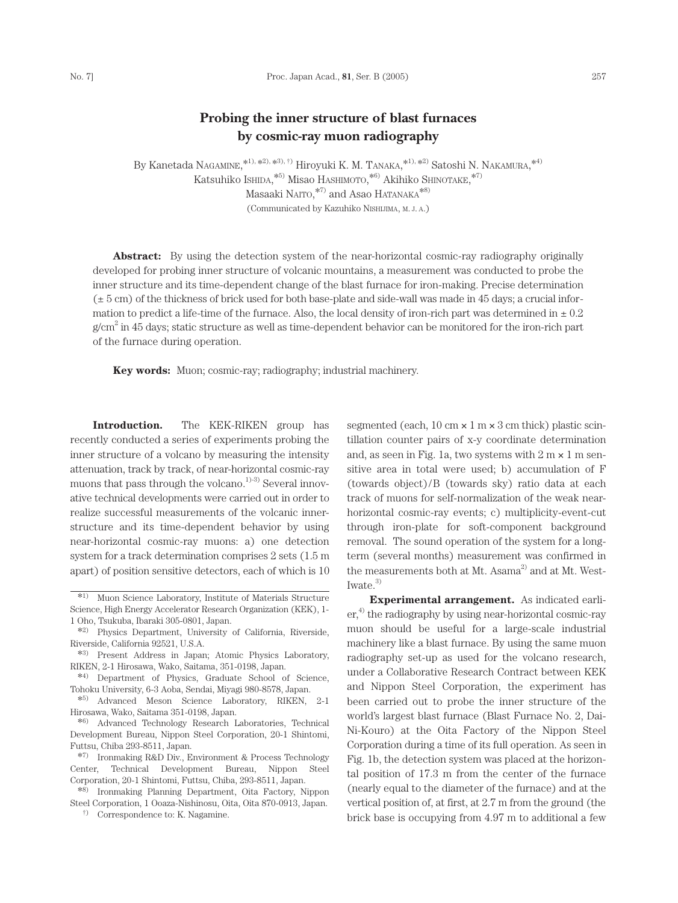# Probing the inner structure of blast furnaces by cosmic-ray muon radiography

By Kanetada NAGAMINE,[*1),*2),*3),†] Hiroyuki K. M. TANAKA,[*1),*2)] Satoshi N. NAKAMURA,[*4)] Katsuhiko ISHIDA,[*5)] Misao HASHIMOTO,[*6)] Akihiko SHINOTAKE,[*7)] Masaaki NAITO,[*7)] and Asao HATANAKA[*8)]

(Communicated by Kazuhiko NISHIJIMA, M. J. A.)

**Abstract:** By using the detection system of the near-horizontal cosmic-ray radiography originally developed for probing inner structure of volcanic mountains, a measurement was conducted to probe the inner structure and its time-dependent change of the blast furnace for iron-making. Precise determination (± 5 cm) of the thickness of brick used for both base-plate and side-wall was made in 45 days; a crucial information to predict a life-time of the furnace. Also, the local density of iron-rich part was determined in ± 0.2 g/cm$^2$ in 45 days; static structure as well as time-dependent behavior can be monitored for the iron-rich part of the furnace during operation.

**Key words:** Muon; cosmic-ray; radiography; industrial machinery.

**Introduction.** The KEK-RIKEN group has recently conducted a series of experiments probing the inner structure of a volcano by measuring the intensity attenuation, track by track, of near-horizontal cosmic-ray muons that pass through the volcano.[1)-3)] Several innovative technical developments were carried out in order to realize successful measurements of the volcanic inner-structure and its time-dependent behavior by using near-horizontal cosmic-ray muons: a) one detection system for a track determination comprises 2 sets (1.5 m apart) of position sensitive detectors, each of which is 10 segmented (each, 10 cm × 1 m × 3 cm thick) plastic scintillation counter pairs of x-y coordinate determination and, as seen in Fig. 1a, two systems with 2 m × 1 m sensitive area in total were used; b) accumulation of F (towards object)/B (towards sky) ratio data at each track of muons for self-normalization of the weak near-horizontal cosmic-ray events; c) multiplicity-event-cut through iron-plate for soft-component background removal. The sound operation of the system for a long-term (several months) measurement was confirmed in the measurements both at Mt. Asama[2)] and at Mt. West-Iwate.[3)]

**Experimental arrangement.** As indicated earlier,[4)] the radiography by using near-horizontal cosmic-ray muon should be useful for a large-scale industrial machinery like a blast furnace. By using the same muon radiography set-up as used for the volcano research, under a Collaborative Research Contract between KEK and Nippon Steel Corporation, the experiment has been carried out to probe the inner structure of the world's largest blast furnace (Blast Furnace No. 2, Dai-Ni-Kouro) at the Oita Factory of the Nippon Steel Corporation during a time of its full operation. As seen in Fig. 1b, the detection system was placed at the horizontal position of 17.3 m from the center of the furnace (nearly equal to the diameter of the furnace) and at the vertical position of, at first, at 2.7 m from the ground (the brick base is occupying from 4.97 m to additional a few

---

*1) Muon Science Laboratory, Institute of Materials Structure Science, High Energy Accelerator Research Organization (KEK), 1-1 Oho, Tsukuba, Ibaraki 305-0801, Japan.

*2) Physics Department, University of California, Riverside, Riverside, California 92521, U.S.A.

*3) Present Address in Japan; Atomic Physics Laboratory, RIKEN, 2-1 Hirosawa, Wako, Saitama, 351-0198, Japan.

*4) Department of Physics, Graduate School of Science, Tohoku University, 6-3 Aoba, Sendai, Miyagi 980-8578, Japan.

*5) Advanced Meson Science Laboratory, RIKEN, 2-1 Hirosawa, Wako, Saitama 351-0198, Japan.

*6) Advanced Technology Research Laboratories, Technical Development Bureau, Nippon Steel Corporation, 20-1 Shintomi, Futtsu, Chiba 293-8511, Japan.

*7) Ironmaking R&D Div., Environment & Process Technology Center, Technical Development Bureau, Nippon Steel Corporation, 20-1 Shintomi, Futtsu, Chiba, 293-8511, Japan.

*8) Ironmaking Planning Department, Oita Factory, Nippon Steel Corporation, 1 Ooaza-Nishinosu, Oita, Oita 870-0913, Japan.

† Correspondence to: K. Nagamine.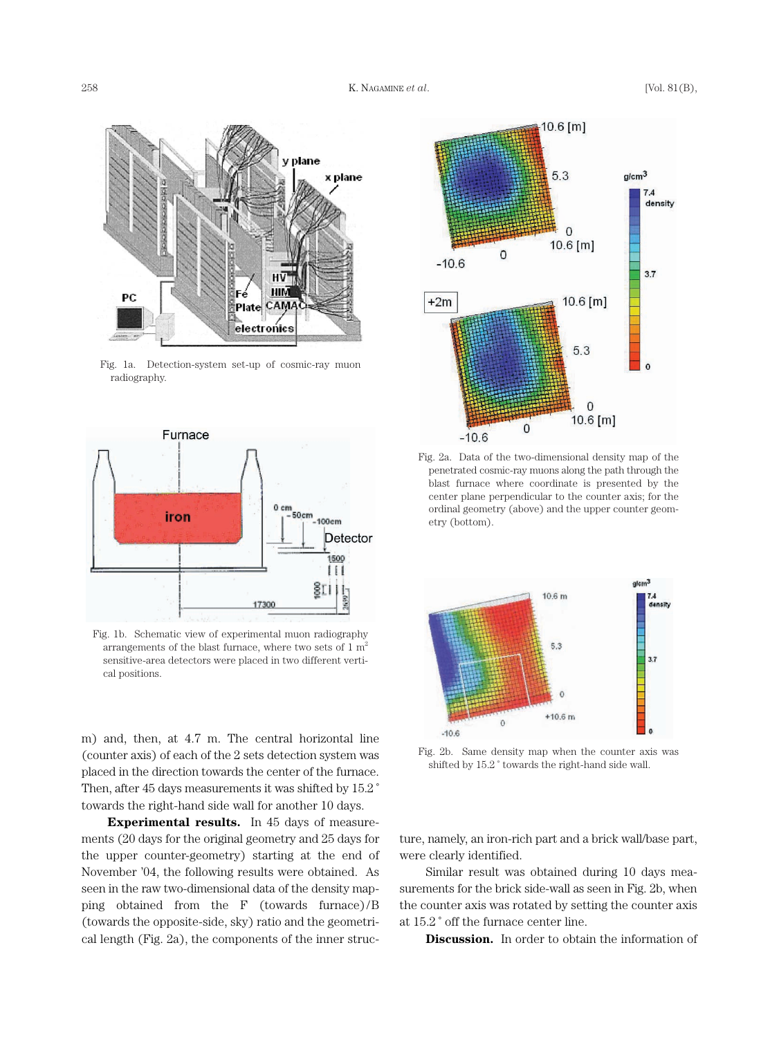Fig. 1a. Detection-system set-up of cosmic-ray muon radiography.

Fig. 1b. Schematic view of experimental muon radiography arrangements of the blast furnace, where two sets of 1 m$^2$ sensitive-area detectors were placed in two different vertical positions.

m) and, then, at 4.7 m. The central horizontal line (counter axis) of each of the 2 sets detection system was placed in the direction towards the center of the furnace. Then, after 45 days measurements it was shifted by 15.2° towards the right-hand side wall for another 10 days.

**Experimental results.** In 45 days of measurements (20 days for the original geometry and 25 days for the upper counter-geometry) starting at the end of November '04, the following results were obtained. As seen in the raw two-dimensional data of the density mapping obtained from the F (towards furnace)/B (towards the opposite-side, sky) ratio and the geometrical length (Fig. 2a), the components of the inner structure, namely, an iron-rich part and a brick wall/base part, were clearly identified.

Similar result was obtained during 10 days measurements for the brick side-wall as seen in Fig. 2b, when the counter axis was rotated by setting the counter axis at 15.2° off the furnace center line.

Fig. 2a. Data of the two-dimensional density map of the penetrated cosmic-ray muons along the path through the blast furnace where coordinate is presented by the center plane perpendicular to the counter axis; for the ordinal geometry (above) and the upper counter geometry (bottom).

Fig. 2b. Same density map when the counter axis was shifted by 15.2° towards the right-hand side wall.

**Discussion.** In order to obtain the information of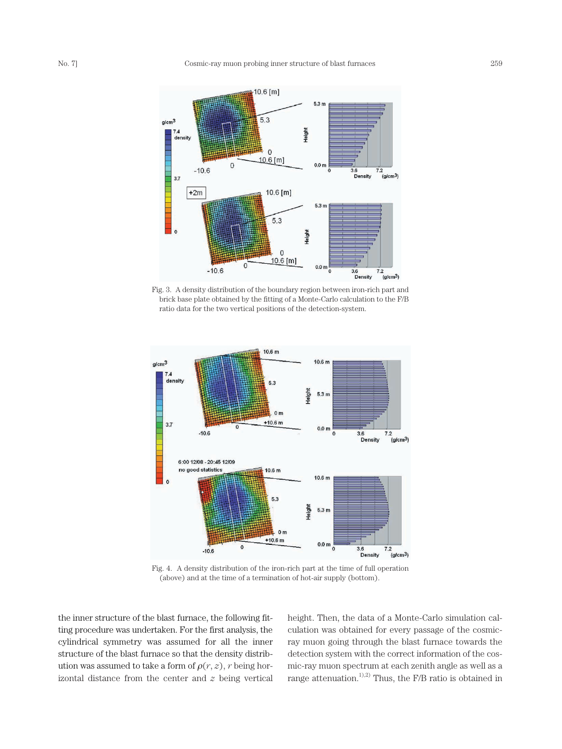Fig. 3. A density distribution of the boundary region between iron-rich part and brick base plate obtained by the fitting of a Monte-Carlo calculation to the F/B ratio data for the two vertical positions of the detection-system.

Fig. 4. A density distribution of the iron-rich part at the time of full operation (above) and at the time of a termination of hot-air supply (bottom).

the inner structure of the blast furnace, the following fitting procedure was undertaken. For the first analysis, the cylindrical symmetry was assumed for all the inner structure of the blast furnace so that the density distribution was assumed to take a form of $\rho(r, z)$, $r$ being horizontal distance from the center and $z$ being vertical height. Then, the data of a Monte-Carlo simulation calculation was obtained for every passage of the cosmic-ray muon going through the blast furnace towards the detection system with the correct information of the cosmic-ray muon spectrum at each zenith angle as well as a range attenuation.[1),2)] Thus, the F/B ratio is obtained in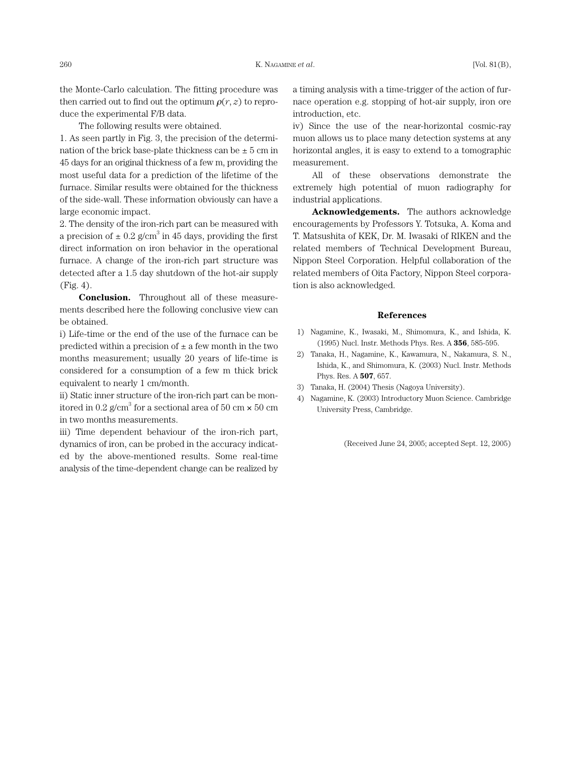the Monte-Carlo calculation. The fitting procedure was then carried out to find out the optimum $\rho(r, z)$ to reproduce the experimental F/B data.

The following results were obtained.

1. As seen partly in Fig. 3, the precision of the determination of the brick base-plate thickness can be ± 5 cm in 45 days for an original thickness of a few m, providing the most useful data for a prediction of the lifetime of the furnace. Similar results were obtained for the thickness of the side-wall. These information obviously can have a large economic impact.

2. The density of the iron-rich part can be measured with a precision of ± 0.2 g/cm$^3$ in 45 days, providing the first direct information on iron behavior in the operational furnace. A change of the iron-rich part structure was detected after a 1.5 day shutdown of the hot-air supply (Fig. 4).

**Conclusion.** Throughout all of these measurements described here the following conclusive view can be obtained.

i) Life-time or the end of the use of the furnace can be predicted within a precision of ± a few month in the two months measurement; usually 20 years of life-time is considered for a consumption of a few m thick brick equivalent to nearly 1 cm/month.

ii) Static inner structure of the iron-rich part can be monitored in 0.2 g/cm$^3$ for a sectional area of 50 cm × 50 cm in two months measurements.

iii) Time dependent behaviour of the iron-rich part, dynamics of iron, can be probed in the accuracy indicated by the above-mentioned results. Some real-time analysis of the time-dependent change can be realized by a timing analysis with a time-trigger of the action of furnace operation e.g. stopping of hot-air supply, iron ore introduction, etc.

iv) Since the use of the near-horizontal cosmic-ray muon allows us to place many detection systems at any horizontal angles, it is easy to extend to a tomographic measurement.

All of these observations demonstrate the extremely high potential of muon radiography for industrial applications.

**Acknowledgements.** The authors acknowledge encouragements by Professors Y. Totsuka, A. Koma and T. Matsushita of KEK, Dr. M. Iwasaki of RIKEN and the related members of Technical Development Bureau, Nippon Steel Corporation. Helpful collaboration of the related members of Oita Factory, Nippon Steel corporation is also acknowledged.

## References

1) Nagamine, K., Iwasaki, M., Shimomura, K., and Ishida, K. (1995) Nucl. Instr. Methods Phys. Res. A **356**, 585-595.
2) Tanaka, H., Nagamine, K., Kawamura, N., Nakamura, S. N., Ishida, K., and Shimomura, K. (2003) Nucl. Instr. Methods Phys. Res. A **507**, 657.
3) Tanaka, H. (2004) Thesis (Nagoya University).
4) Nagamine, K. (2003) Introductory Muon Science. Cambridge University Press, Cambridge.

(Received June 24, 2005; accepted Sept. 12, 2005)